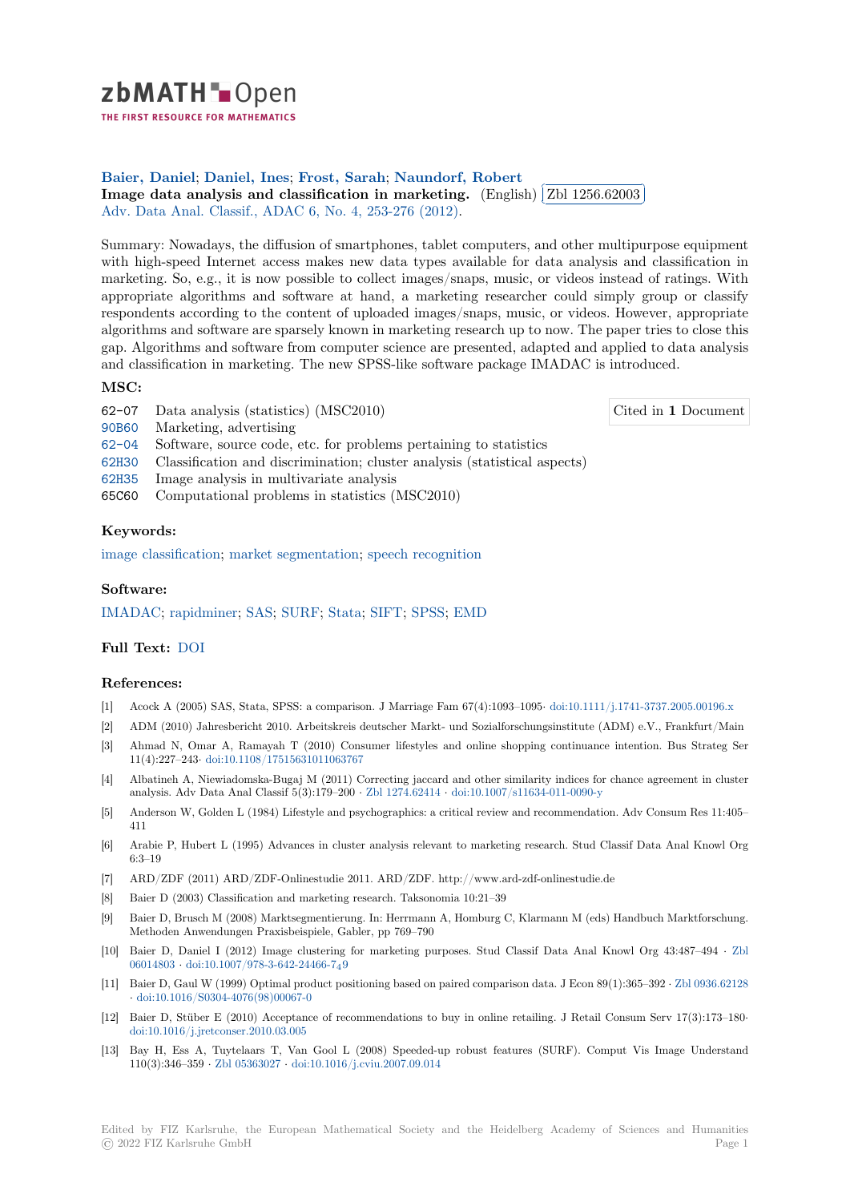**Baier, Daniel; Daniel, Ines; Frost, Sarah; Naundorf, Robert**

**Image data analysis and classification in marketing.** (English) Zbl 1256.62003

Adv. Data Anal. Classif., ADAC 6, No. 4, 253-276 (2012).

Summary: Nowadays, the diffusion of smartphones, tablet computers, and other multipurpose equipment with high-speed Internet access makes new data types available for data analysis and classification in marketing. So, e.g., it is now possible to collect images/snaps, music, or videos instead of ratings. With appropriate algorithms and software at hand, a marketing researcher could simply group or classify respondents according to the content of uploaded images/snaps, music, or videos. However, appropriate algorithms and software are sparsely known in marketing research up to now. The paper tries to close this gap. Algorithms and software from computer science are presented, adapted and applied to data analysis and classification in marketing. The new SPSS-like software package IMADAC is introduced.

## MSC:

- 62-07 Data analysis (statistics) (MSC2010)
- 90B60 Marketing, advertising
- 62-04 Software, source code, etc. for problems pertaining to statistics
- 62H30 Classification and discrimination; cluster analysis (statistical aspects)
- 62H35 Image analysis in multivariate analysis
- 65C60 Computational problems in statistics (MSC2010)

Cited in **1** Document

## Keywords:

image classification; market segmentation; speech recognition

## Software:

IMADAC; rapidminer; SAS; SURF; Stata; SIFT; SPSS; EMD

**Full Text:** DOI

## References:

[1] Acock A (2005) SAS, Stata, SPSS: a comparison. J Marriage Fam 67(4):1093–1095· doi:10.1111/j.1741-3737.2005.00196.x

[2] ADM (2010) Jahresbericht 2010. Arbeitskreis deutscher Markt- und Sozialforschungsinstitute (ADM) e.V., Frankfurt/Main

[3] Ahmad N, Omar A, Ramayah T (2010) Consumer lifestyles and online shopping continuance intention. Bus Strateg Ser 11(4):227–243· doi:10.1108/17515631011063767

[4] Albatineh A, Niewiadomska-Bugaj M (2011) Correcting jaccard and other similarity indices for chance agreement in cluster analysis. Adv Data Anal Classif 5(3):179–200 · Zbl 1274.62414 · doi:10.1007/s11634-011-0090-y

[5] Anderson W, Golden L (1984) Lifestyle and psychographics: a critical review and recommendation. Adv Consum Res 11:405–411

[6] Arabie P, Hubert L (1995) Advances in cluster analysis relevant to marketing research. Stud Classif Data Anal Knowl Org 6:3–19

[7] ARD/ZDF (2011) ARD/ZDF-Onlinestudie 2011. ARD/ZDF. http://www.ard-zdf-onlinestudie.de

[8] Baier D (2003) Classification and marketing research. Taksonomia 10:21–39

[9] Baier D, Brusch M (2008) Marktsegmentierung. In: Herrmann A, Homburg C, Klarmann M (eds) Handbuch Marktforschung. Methoden Anwendungen Praxisbeispiele, Gabler, pp 769–790

[10] Baier D, Daniel I (2012) Image clustering for marketing purposes. Stud Classif Data Anal Knowl Org 43:487–494 · Zbl 06014803 · doi:10.1007/978-3-642-24466-7$_4$9

[11] Baier D, Gaul W (1999) Optimal product positioning based on paired comparison data. J Econ 89(1):365–392 · Zbl 0936.62128 · doi:10.1016/S0304-4076(98)00067-0

[12] Baier D, Stüber E (2010) Acceptance of recommendations to buy in online retailing. J Retail Consum Serv 17(3):173–180· doi:10.1016/j.jretconser.2010.03.005

[13] Bay H, Ess A, Tuytelaars T, Van Gool L (2008) Speeded-up robust features (SURF). Comput Vis Image Understand 110(3):346–359 · Zbl 05363027 · doi:10.1016/j.cviu.2007.09.014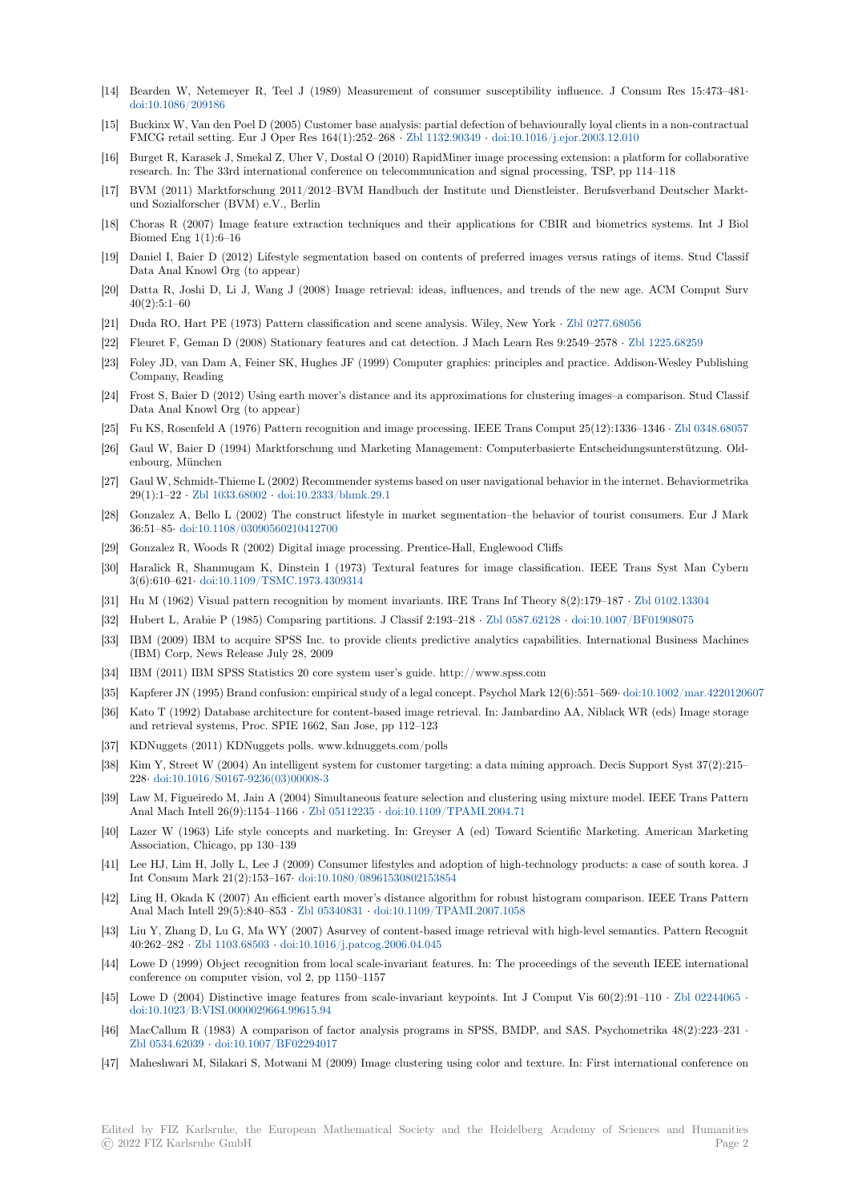[14] Bearden W, Netemeyer R, Teel J (1989) Measurement of consumer susceptibility influence. J Consum Res 15:473–481· doi:10.1086/209186

[15] Buckinx W, Van den Poel D (2005) Customer base analysis: partial defection of behaviourally loyal clients in a non-contractual FMCG retail setting. Eur J Oper Res 164(1):252–268 · Zbl 1132.90349 · doi:10.1016/j.ejor.2003.12.010

[16] Burget R, Karasek J, Smekal Z, Uher V, Dostal O (2010) RapidMiner image processing extension: a platform for collaborative research. In: The 33rd international conference on telecommunication and signal processing, TSP, pp 114–118

[17] BVM (2011) Marktforschung 2011/2012–BVM Handbuch der Institute und Dienstleister. Berufsverband Deutscher Markt- und Sozialforscher (BVM) e.V., Berlin

[18] Choras R (2007) Image feature extraction techniques and their applications for CBIR and biometrics systems. Int J Biol Biomed Eng 1(1):6–16

[19] Daniel I, Baier D (2012) Lifestyle segmentation based on contents of preferred images versus ratings of items. Stud Classif Data Anal Knowl Org (to appear)

[20] Datta R, Joshi D, Li J, Wang J (2008) Image retrieval: ideas, influences, and trends of the new age. ACM Comput Surv 40(2):5:1–60

[21] Duda RO, Hart PE (1973) Pattern classification and scene analysis. Wiley, New York · Zbl 0277.68056

[22] Fleuret F, Geman D (2008) Stationary features and cat detection. J Mach Learn Res 9:2549–2578 · Zbl 1225.68259

[23] Foley JD, van Dam A, Feiner SK, Hughes JF (1999) Computer graphics: principles and practice. Addison-Wesley Publishing Company, Reading

[24] Frost S, Baier D (2012) Using earth mover's distance and its approximations for clustering images–a comparison. Stud Classif Data Anal Knowl Org (to appear)

[25] Fu KS, Rosenfeld A (1976) Pattern recognition and image processing. IEEE Trans Comput 25(12):1336–1346 · Zbl 0348.68057

[26] Gaul W, Baier D (1994) Marktforschung und Marketing Management: Computerbasierte Entscheidungsunterstützung. Oldenbourg, München

[27] Gaul W, Schmidt-Thieme L (2002) Recommender systems based on user navigational behavior in the internet. Behaviormetrika 29(1):1–22 · Zbl 1033.68002 · doi:10.2333/bhmk.29.1

[28] Gonzalez A, Bello L (2002) The construct lifestyle in market segmentation–the behavior of tourist consumers. Eur J Mark 36:51–85· doi:10.1108/03090560210412700

[29] Gonzalez R, Woods R (2002) Digital image processing. Prentice-Hall, Englewood Cliffs

[30] Haralick R, Shanmugam K, Dinstein I (1973) Textural features for image classification. IEEE Trans Syst Man Cybern 3(6):610–621· doi:10.1109/TSMC.1973.4309314

[31] Hu M (1962) Visual pattern recognition by moment invariants. IRE Trans Inf Theory 8(2):179–187 · Zbl 0102.13304

[32] Hubert L, Arabie P (1985) Comparing partitions. J Classif 2:193–218 · Zbl 0587.62128 · doi:10.1007/BF01908075

[33] IBM (2009) IBM to acquire SPSS Inc. to provide clients predictive analytics capabilities. International Business Machines (IBM) Corp, News Release July 28, 2009

[34] IBM (2011) IBM SPSS Statistics 20 core system user's guide. http://www.spss.com

[35] Kapferer JN (1995) Brand confusion: empirical study of a legal concept. Psychol Mark 12(6):551–569· doi:10.1002/mar.4220120607

[36] Kato T (1992) Database architecture for content-based image retrieval. In: Jambardino AA, Niblack WR (eds) Image storage and retrieval systems, Proc. SPIE 1662, San Jose, pp 112–123

[37] KDNuggets (2011) KDNuggets polls. www.kdnuggets.com/polls

[38] Kim Y, Street W (2004) An intelligent system for customer targeting: a data mining approach. Decis Support Syst 37(2):215–228· doi:10.1016/S0167-9236(03)00008-3

[39] Law M, Figueiredo M, Jain A (2004) Simultaneous feature selection and clustering using mixture model. IEEE Trans Pattern Anal Mach Intell 26(9):1154–1166 · Zbl 05112235 · doi:10.1109/TPAMI.2004.71

[40] Lazer W (1963) Life style concepts and marketing. In: Greyser A (ed) Toward Scientific Marketing. American Marketing Association, Chicago, pp 130–139

[41] Lee HJ, Lim H, Jolly L, Lee J (2009) Consumer lifestyles and adoption of high-technology products: a case of south korea. J Int Consum Mark 21(2):153–167· doi:10.1080/08961530802153854

[42] Ling H, Okada K (2007) An efficient earth mover's distance algorithm for robust histogram comparison. IEEE Trans Pattern Anal Mach Intell 29(5):840–853 · Zbl 05340831 · doi:10.1109/TPAMI.2007.1058

[43] Liu Y, Zhang D, Lu G, Ma WY (2007) Asurvey of content-based image retrieval with high-level semantics. Pattern Recognit 40:262–282 · Zbl 1103.68503 · doi:10.1016/j.patcog.2006.04.045

[44] Lowe D (1999) Object recognition from local scale-invariant features. In: The proceedings of the seventh IEEE international conference on computer vision, vol 2, pp 1150–1157

[45] Lowe D (2004) Distinctive image features from scale-invariant keypoints. Int J Comput Vis 60(2):91–110 · Zbl 02244065 · doi:10.1023/B:VISI.0000029664.99615.94

[46] MacCallum R (1983) A comparison of factor analysis programs in SPSS, BMDP, and SAS. Psychometrika 48(2):223–231 · Zbl 0534.62039 · doi:10.1007/BF02294017

[47] Maheshwari M, Silakari S, Motwani M (2009) Image clustering using color and texture. In: First international conference on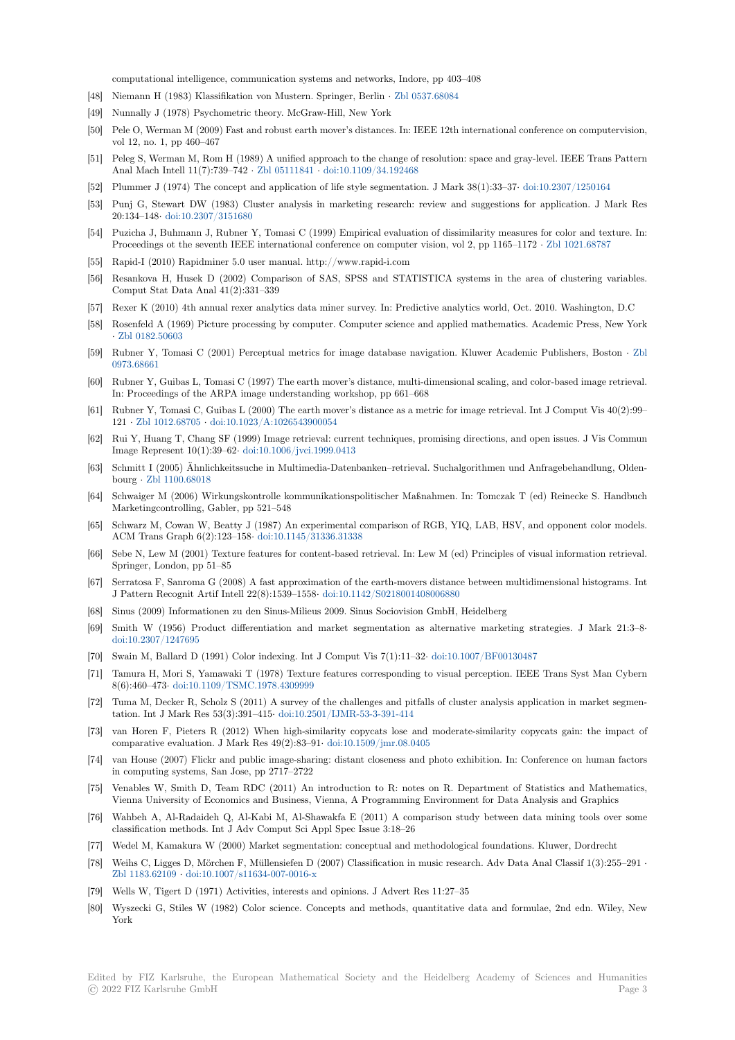computational intelligence, communication systems and networks, Indore, pp 403–408

- [48] Niemann H (1983) Klassifikation von Mustern. Springer, Berlin · Zbl 0537.68084
- [49] Nunnally J (1978) Psychometric theory. McGraw-Hill, New York
- [50] Pele O, Werman M (2009) Fast and robust earth mover's distances. In: IEEE 12th international conference on computervision, vol 12, no. 1, pp 460–467
- [51] Peleg S, Werman M, Rom H (1989) A unified approach to the change of resolution: space and gray-level. IEEE Trans Pattern Anal Mach Intell 11(7):739–742 · Zbl 05111841 · doi:10.1109/34.192468
- [52] Plummer J (1974) The concept and application of life style segmentation. J Mark 38(1):33–37· doi:10.2307/1250164
- [53] Punj G, Stewart DW (1983) Cluster analysis in marketing research: review and suggestions for application. J Mark Res 20:134–148· doi:10.2307/3151680
- [54] Puzicha J, Buhmann J, Rubner Y, Tomasi C (1999) Empirical evaluation of dissimilarity measures for color and texture. In: Proceedings ot the seventh IEEE international conference on computer vision, vol 2, pp 1165–1172 · Zbl 1021.68787
- [55] Rapid-I (2010) Rapidminer 5.0 user manual. http://www.rapid-i.com
- [56] Resankova H, Husek D (2002) Comparison of SAS, SPSS and STATISTICA systems in the area of clustering variables. Comput Stat Data Anal 41(2):331–339
- [57] Rexer K (2010) 4th annual rexer analytics data miner survey. In: Predictive analytics world, Oct. 2010. Washington, D.C
- [58] Rosenfeld A (1969) Picture processing by computer. Computer science and applied mathematics. Academic Press, New York · Zbl 0182.50603
- [59] Rubner Y, Tomasi C (2001) Perceptual metrics for image database navigation. Kluwer Academic Publishers, Boston · Zbl 0973.68661
- [60] Rubner Y, Guibas L, Tomasi C (1997) The earth mover's distance, multi-dimensional scaling, and color-based image retrieval. In: Proceedings of the ARPA image understanding workshop, pp 661–668
- [61] Rubner Y, Tomasi C, Guibas L (2000) The earth mover's distance as a metric for image retrieval. Int J Comput Vis 40(2):99–121 · Zbl 1012.68705 · doi:10.1023/A:1026543900054
- [62] Rui Y, Huang T, Chang SF (1999) Image retrieval: current techniques, promising directions, and open issues. J Vis Commun Image Represent 10(1):39–62· doi:10.1006/jvci.1999.0413
- [63] Schmitt I (2005) Ähnlichkeitssuche in Multimedia-Datenbanken–retrieval. Suchalgorithmen und Anfragebehandlung, Oldenbourg · Zbl 1100.68018
- [64] Schwaiger M (2006) Wirkungskontrolle kommunikationspolitischer Maßnahmen. In: Tomczak T (ed) Reinecke S. Handbuch Marketingcontrolling, Gabler, pp 521–548
- [65] Schwarz M, Cowan W, Beatty J (1987) An experimental comparison of RGB, YIQ, LAB, HSV, and opponent color models. ACM Trans Graph 6(2):123–158· doi:10.1145/31336.31338
- [66] Sebe N, Lew M (2001) Texture features for content-based retrieval. In: Lew M (ed) Principles of visual information retrieval. Springer, London, pp 51–85
- [67] Serratosa F, Sanroma G (2008) A fast approximation of the earth-movers distance between multidimensional histograms. Int J Pattern Recognit Artif Intell 22(8):1539–1558· doi:10.1142/S0218001408006880
- [68] Sinus (2009) Informationen zu den Sinus-Milieus 2009. Sinus Sociovision GmbH, Heidelberg
- [69] Smith W (1956) Product differentiation and market segmentation as alternative marketing strategies. J Mark 21:3–8· doi:10.2307/1247695
- [70] Swain M, Ballard D (1991) Color indexing. Int J Comput Vis 7(1):11–32· doi:10.1007/BF00130487
- [71] Tamura H, Mori S, Yamawaki T (1978) Texture features corresponding to visual perception. IEEE Trans Syst Man Cybern 8(6):460–473· doi:10.1109/TSMC.1978.4309999
- [72] Tuma M, Decker R, Scholz S (2011) A survey of the challenges and pitfalls of cluster analysis application in market segmentation. Int J Mark Res 53(3):391–415· doi:10.2501/IJMR-53-3-391-414
- [73] van Horen F, Pieters R (2012) When high-similarity copycats lose and moderate-similarity copycats gain: the impact of comparative evaluation. J Mark Res 49(2):83–91· doi:10.1509/jmr.08.0405
- [74] van House (2007) Flickr and public image-sharing: distant closeness and photo exhibition. In: Conference on human factors in computing systems, San Jose, pp 2717–2722
- [75] Venables W, Smith D, Team RDC (2011) An introduction to R: notes on R. Department of Statistics and Mathematics, Vienna University of Economics and Business, Vienna, A Programming Environment for Data Analysis and Graphics
- [76] Wahbeh A, Al-Radaideh Q, Al-Kabi M, Al-Shawakfa E (2011) A comparison study between data mining tools over some classification methods. Int J Adv Comput Sci Appl Spec Issue 3:18–26
- [77] Wedel M, Kamakura W (2000) Market segmentation: conceptual and methodological foundations. Kluwer, Dordrecht
- [78] Weihs C, Ligges D, Mörchen F, Müllensiefen D (2007) Classification in music research. Adv Data Anal Classif 1(3):255–291 · Zbl 1183.62109 · doi:10.1007/s11634-007-0016-x
- [79] Wells W, Tigert D (1971) Activities, interests and opinions. J Advert Res 11:27–35
- [80] Wyszecki G, Stiles W (1982) Color science. Concepts and methods, quantitative data and formulae, 2nd edn. Wiley, New York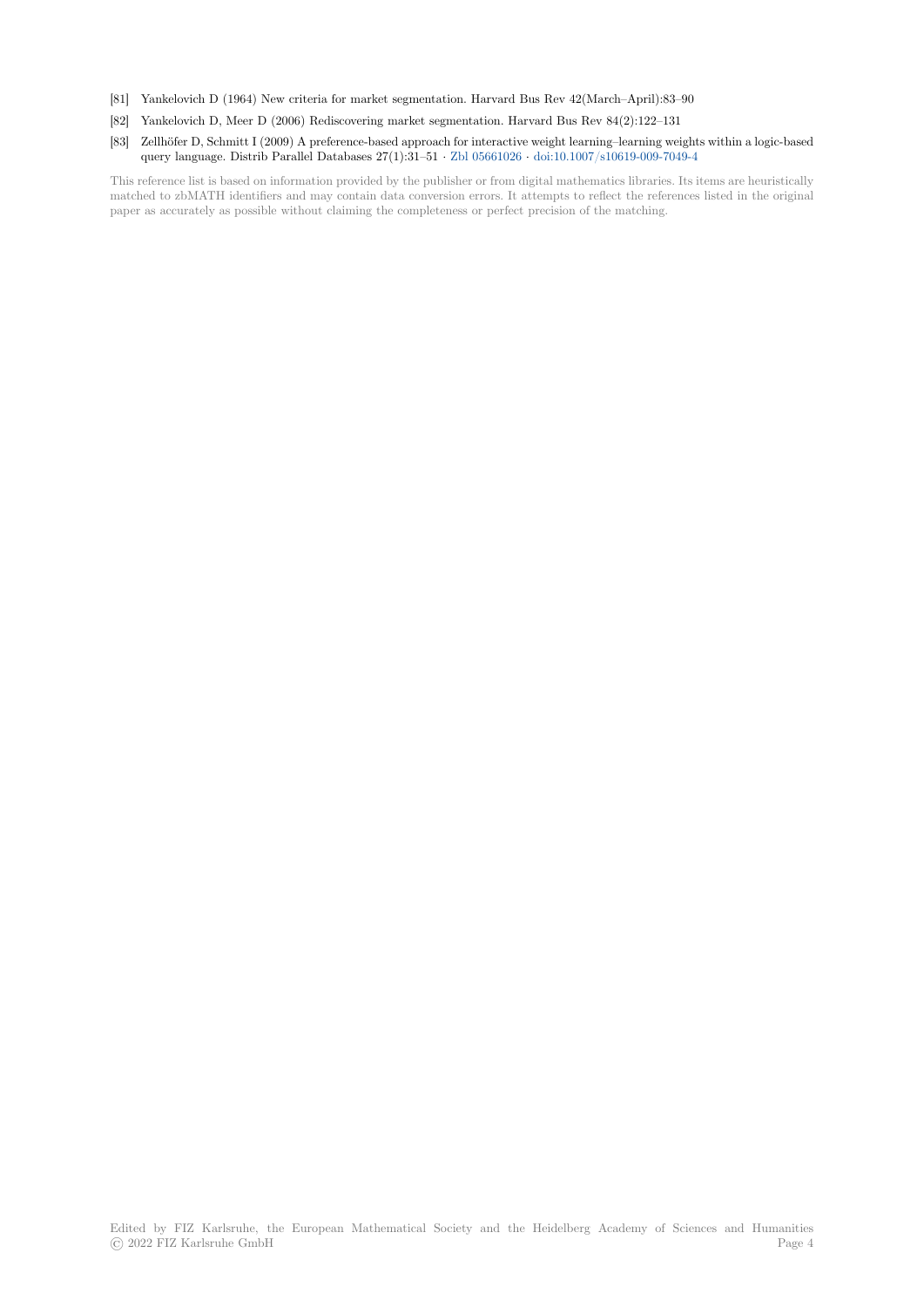[81] Yankelovich D (1964) New criteria for market segmentation. Harvard Bus Rev 42(March–April):83–90

[82] Yankelovich D, Meer D (2006) Rediscovering market segmentation. Harvard Bus Rev 84(2):122–131

[83] Zellhöfer D, Schmitt I (2009) A preference-based approach for interactive weight learning–learning weights within a logic-based query language. Distrib Parallel Databases 27(1):31–51 · Zbl 05661026 · doi:10.1007/s10619-009-7049-4

This reference list is based on information provided by the publisher or from digital mathematics libraries. Its items are heuristically matched to zbMATH identifiers and may contain data conversion errors. It attempts to reflect the references listed in the original paper as accurately as possible without claiming the completeness or perfect precision of the matching.